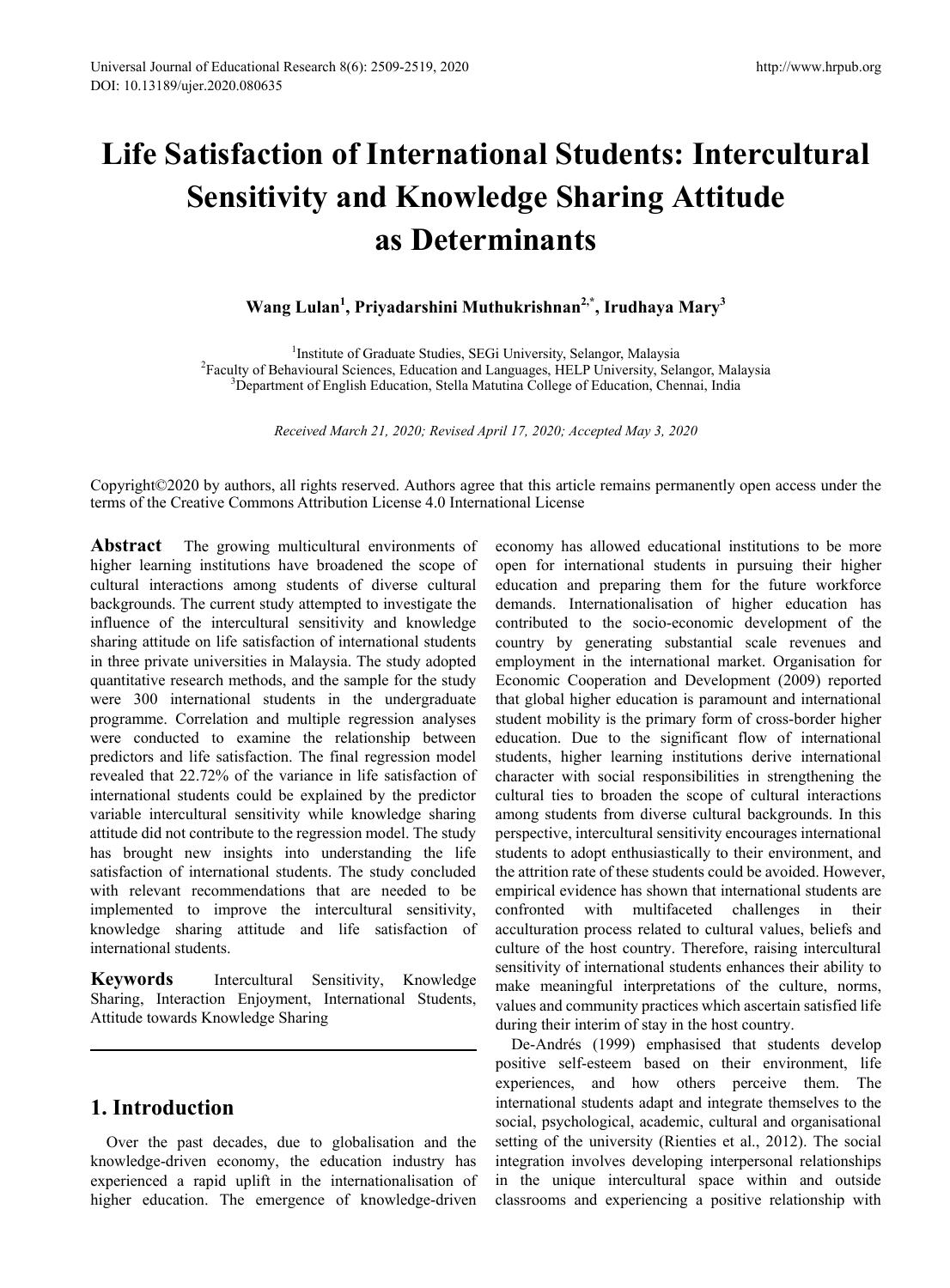# Life Satisfaction of International Students: Intercultural Sensitivity and Knowledge Sharing Attitude as Determinants

**Wang Lulan[1], Priyadarshini Muthukrishnan[2,*], Irudhaya Mary[3]**

[1]Institute of Graduate Studies, SEGi University, Selangor, Malaysia
[2]Faculty of Behavioural Sciences, Education and Languages, HELP University, Selangor, Malaysia
[3]Department of English Education, Stella Matutina College of Education, Chennai, India

*Received March 21, 2020; Revised April 17, 2020; Accepted May 3, 2020*

Copyright©2020 by authors, all rights reserved. Authors agree that this article remains permanently open access under the terms of the Creative Commons Attribution License 4.0 International License

**Abstract** The growing multicultural environments of higher learning institutions have broadened the scope of cultural interactions among students of diverse cultural backgrounds. The current study attempted to investigate the influence of the intercultural sensitivity and knowledge sharing attitude on life satisfaction of international students in three private universities in Malaysia. The study adopted quantitative research methods, and the sample for the study were 300 international students in the undergraduate programme. Correlation and multiple regression analyses were conducted to examine the relationship between predictors and life satisfaction. The final regression model revealed that 22.72% of the variance in life satisfaction of international students could be explained by the predictor variable intercultural sensitivity while knowledge sharing attitude did not contribute to the regression model. The study has brought new insights into understanding the life satisfaction of international students. The study concluded with relevant recommendations that are needed to be implemented to improve the intercultural sensitivity, knowledge sharing attitude and life satisfaction of international students.

**Keywords** Intercultural Sensitivity, Knowledge Sharing, Interaction Enjoyment, International Students, Attitude towards Knowledge Sharing

## 1. Introduction

Over the past decades, due to globalisation and the knowledge-driven economy, the education industry has experienced a rapid uplift in the internationalisation of higher education. The emergence of knowledge-driven economy has allowed educational institutions to be more open for international students in pursuing their higher education and preparing them for the future workforce demands. Internationalisation of higher education has contributed to the socio-economic development of the country by generating substantial scale revenues and employment in the international market. Organisation for Economic Cooperation and Development (2009) reported that global higher education is paramount and international student mobility is the primary form of cross-border higher education. Due to the significant flow of international students, higher learning institutions derive international character with social responsibilities in strengthening the cultural ties to broaden the scope of cultural interactions among students from diverse cultural backgrounds. In this perspective, intercultural sensitivity encourages international students to adopt enthusiastically to their environment, and the attrition rate of these students could be avoided. However, empirical evidence has shown that international students are confronted with multifaceted challenges in their acculturation process related to cultural values, beliefs and culture of the host country. Therefore, raising intercultural sensitivity of international students enhances their ability to make meaningful interpretations of the culture, norms, values and community practices which ascertain satisfied life during their interim of stay in the host country.

De-Andrés (1999) emphasised that students develop positive self-esteem based on their environment, life experiences, and how others perceive them. The international students adapt and integrate themselves to the social, psychological, academic, cultural and organisational setting of the university (Rienties et al., 2012). The social integration involves developing interpersonal relationships in the unique intercultural space within and outside classrooms and experiencing a positive relationship with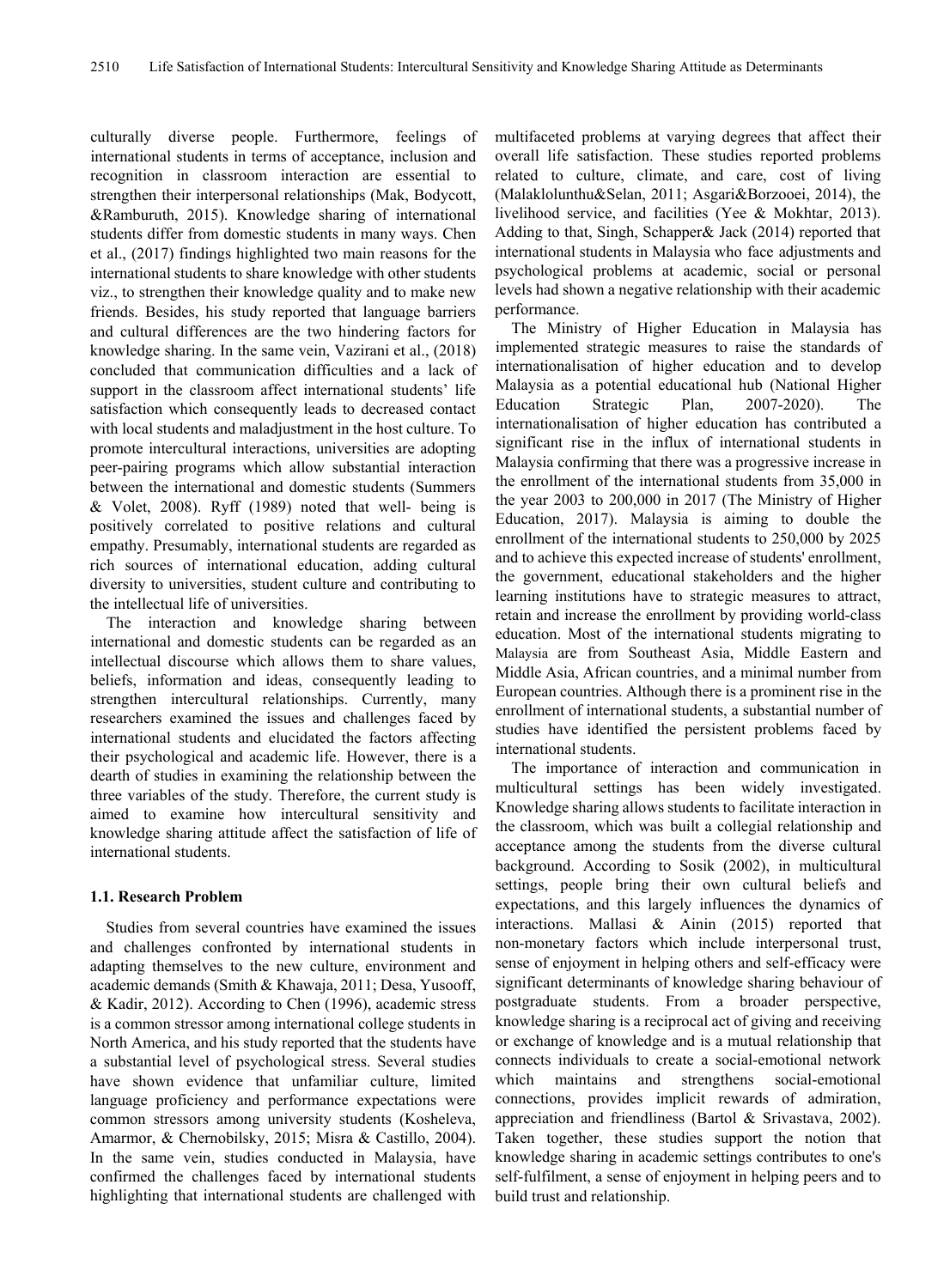culturally diverse people. Furthermore, feelings of international students in terms of acceptance, inclusion and recognition in classroom interaction are essential to strengthen their interpersonal relationships (Mak, Bodycott, &Ramburuth, 2015). Knowledge sharing of international students differ from domestic students in many ways. Chen et al., (2017) findings highlighted two main reasons for the international students to share knowledge with other students viz., to strengthen their knowledge quality and to make new friends. Besides, his study reported that language barriers and cultural differences are the two hindering factors for knowledge sharing. In the same vein, Vazirani et al., (2018) concluded that communication difficulties and a lack of support in the classroom affect international students' life satisfaction which consequently leads to decreased contact with local students and maladjustment in the host culture. To promote intercultural interactions, universities are adopting peer-pairing programs which allow substantial interaction between the international and domestic students (Summers & Volet, 2008). Ryff (1989) noted that well- being is positively correlated to positive relations and cultural empathy. Presumably, international students are regarded as rich sources of international education, adding cultural diversity to universities, student culture and contributing to the intellectual life of universities.

The interaction and knowledge sharing between international and domestic students can be regarded as an intellectual discourse which allows them to share values, beliefs, information and ideas, consequently leading to strengthen intercultural relationships. Currently, many researchers examined the issues and challenges faced by international students and elucidated the factors affecting their psychological and academic life. However, there is a dearth of studies in examining the relationship between the three variables of the study. Therefore, the current study is aimed to examine how intercultural sensitivity and knowledge sharing attitude affect the satisfaction of life of international students.

### 1.1. Research Problem

Studies from several countries have examined the issues and challenges confronted by international students in adapting themselves to the new culture, environment and academic demands (Smith & Khawaja, 2011; Desa, Yusooff, & Kadir, 2012). According to Chen (1996), academic stress is a common stressor among international college students in North America, and his study reported that the students have a substantial level of psychological stress. Several studies have shown evidence that unfamiliar culture, limited language proficiency and performance expectations were common stressors among university students (Kosheleva, Amarmor, & Chernobilsky, 2015; Misra & Castillo, 2004). In the same vein, studies conducted in Malaysia, have confirmed the challenges faced by international students highlighting that international students are challenged with multifaceted problems at varying degrees that affect their overall life satisfaction. These studies reported problems related to culture, climate, and care, cost of living (Malaklolunthu&Selan, 2011; Asgari&Borzooei, 2014), the livelihood service, and facilities (Yee & Mokhtar, 2013). Adding to that, Singh, Schapper& Jack (2014) reported that international students in Malaysia who face adjustments and psychological problems at academic, social or personal levels had shown a negative relationship with their academic performance.

The Ministry of Higher Education in Malaysia has implemented strategic measures to raise the standards of internationalisation of higher education and to develop Malaysia as a potential educational hub (National Higher Education Strategic Plan, 2007-2020). The internationalisation of higher education has contributed a significant rise in the influx of international students in Malaysia confirming that there was a progressive increase in the enrollment of the international students from 35,000 in the year 2003 to 200,000 in 2017 (The Ministry of Higher Education, 2017). Malaysia is aiming to double the enrollment of the international students to 250,000 by 2025 and to achieve this expected increase of students' enrollment, the government, educational stakeholders and the higher learning institutions have to strategic measures to attract, retain and increase the enrollment by providing world-class education. Most of the international students migrating to Malaysia are from Southeast Asia, Middle Eastern and Middle Asia, African countries, and a minimal number from European countries. Although there is a prominent rise in the enrollment of international students, a substantial number of studies have identified the persistent problems faced by international students.

The importance of interaction and communication in multicultural settings has been widely investigated. Knowledge sharing allows students to facilitate interaction in the classroom, which was built a collegial relationship and acceptance among the students from the diverse cultural background. According to Sosik (2002), in multicultural settings, people bring their own cultural beliefs and expectations, and this largely influences the dynamics of interactions. Mallasi & Ainin (2015) reported that non-monetary factors which include interpersonal trust, sense of enjoyment in helping others and self-efficacy were significant determinants of knowledge sharing behaviour of postgraduate students. From a broader perspective, knowledge sharing is a reciprocal act of giving and receiving or exchange of knowledge and is a mutual relationship that connects individuals to create a social-emotional network which maintains and strengthens social-emotional connections, provides implicit rewards of admiration, appreciation and friendliness (Bartol & Srivastava, 2002). Taken together, these studies support the notion that knowledge sharing in academic settings contributes to one's self-fulfilment, a sense of enjoyment in helping peers and to build trust and relationship.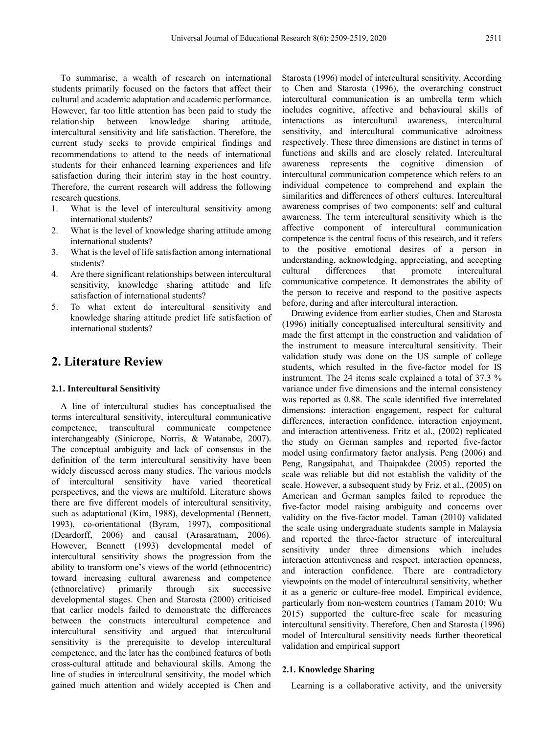To summarise, a wealth of research on international students primarily focused on the factors that affect their cultural and academic adaptation and academic performance. However, far too little attention has been paid to study the relationship between knowledge sharing attitude, intercultural sensitivity and life satisfaction. Therefore, the current study seeks to provide empirical findings and recommendations to attend to the needs of international students for their enhanced learning experiences and life satisfaction during their interim stay in the host country. Therefore, the current research will address the following research questions.

1. What is the level of intercultural sensitivity among international students?
2. What is the level of knowledge sharing attitude among international students?
3. What is the level of life satisfaction among international students?
4. Are there significant relationships between intercultural sensitivity, knowledge sharing attitude and life satisfaction of international students?
5. To what extent do intercultural sensitivity and knowledge sharing attitude predict life satisfaction of international students?

## 2. Literature Review

### 2.1. Intercultural Sensitivity

A line of intercultural studies has conceptualised the terms intercultural sensitivity, intercultural communicative competence, transcultural communicate competence interchangeably (Sinicrope, Norris, & Watanabe, 2007). The conceptual ambiguity and lack of consensus in the definition of the term intercultural sensitivity have been widely discussed across many studies. The various models of intercultural sensitivity have varied theoretical perspectives, and the views are multifold. Literature shows there are five different models of intercultural sensitivity, such as adaptational (Kim, 1988), developmental (Bennett, 1993), co-orientational (Byram, 1997), compositional (Deardorff, 2006) and causal (Arasaratnam, 2006). However, Bennett (1993) developmental model of intercultural sensitivity shows the progression from the ability to transform one's views of the world (ethnocentric) toward increasing cultural awareness and competence (ethnorelative) primarily through six successive developmental stages. Chen and Starosta (2000) criticised that earlier models failed to demonstrate the differences between the constructs intercultural competence and intercultural sensitivity and argued that intercultural sensitivity is the prerequisite to develop intercultural competence, and the later has the combined features of both cross-cultural attitude and behavioural skills. Among the line of studies in intercultural sensitivity, the model which gained much attention and widely accepted is Chen and Starosta (1996) model of intercultural sensitivity. According to Chen and Starosta (1996), the overarching construct intercultural communication is an umbrella term which includes cognitive, affective and behavioural skills of interactions as intercultural awareness, intercultural sensitivity, and intercultural communicative adroitness respectively. These three dimensions are distinct in terms of functions and skills and are closely related. Intercultural awareness represents the cognitive dimension of intercultural communication competence which refers to an individual competence to comprehend and explain the similarities and differences of others' cultures. Intercultural awareness comprises of two components: self and cultural awareness. The term intercultural sensitivity which is the affective component of intercultural communication competence is the central focus of this research, and it refers to the positive emotional desires of a person in understanding, acknowledging, appreciating, and accepting cultural differences that promote intercultural communicative competence. It demonstrates the ability of the person to receive and respond to the positive aspects before, during and after intercultural interaction.

Drawing evidence from earlier studies, Chen and Starosta (1996) initially conceptualised intercultural sensitivity and made the first attempt in the construction and validation of the instrument to measure intercultural sensitivity. Their validation study was done on the US sample of college students, which resulted in the five-factor model for IS instrument. The 24 items scale explained a total of 37.3 % variance under five dimensions and the internal consistency was reported as 0.88. The scale identified five interrelated dimensions: interaction engagement, respect for cultural differences, interaction confidence, interaction enjoyment, and interaction attentiveness. Fritz et al., (2002) replicated the study on German samples and reported five-factor model using confirmatory factor analysis. Peng (2006) and Peng, Rangsipahat, and Thaipakdee (2005) reported the scale was reliable but did not establish the validity of the scale. However, a subsequent study by Friz, et al., (2005) on American and German samples failed to reproduce the five-factor model raising ambiguity and concerns over validity on the five-factor model. Taman (2010) validated the scale using undergraduate students sample in Malaysia and reported the three-factor structure of intercultural sensitivity under three dimensions which includes interaction attentiveness and respect, interaction openness, and interaction confidence. There are contradictory viewpoints on the model of intercultural sensitivity, whether it as a generic or culture-free model. Empirical evidence, particularly from non-western countries (Tamam 2010; Wu 2015) supported the culture-free scale for measuring intercultural sensitivity. Therefore, Chen and Starosta (1996) model of Intercultural sensitivity needs further theoretical validation and empirical support

### 2.1. Knowledge Sharing

Learning is a collaborative activity, and the university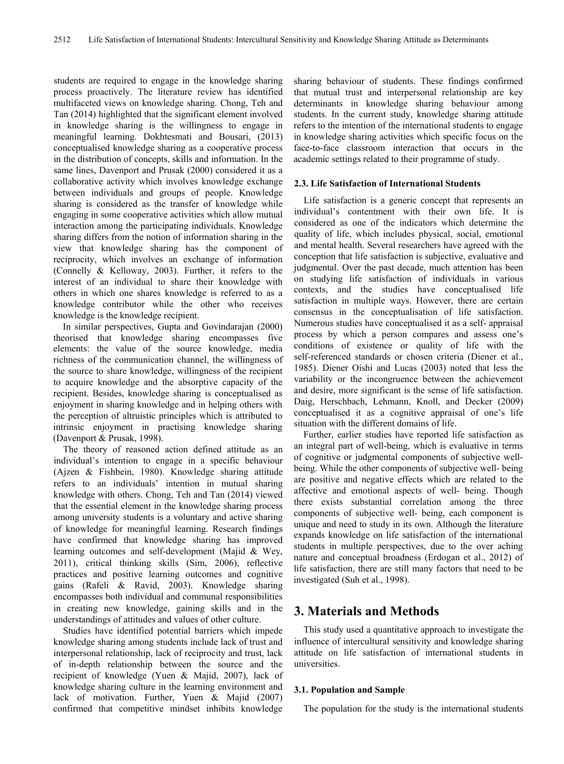students are required to engage in the knowledge sharing process proactively. The literature review has identified multifaceted views on knowledge sharing. Chong, Teh and Tan (2014) highlighted that the significant element involved in knowledge sharing is the willingness to engage in meaningful learning. Dokhtesmati and Bousari, (2013) conceptualised knowledge sharing as a cooperative process in the distribution of concepts, skills and information. In the same lines, Davenport and Prusak (2000) considered it as a collaborative activity which involves knowledge exchange between individuals and groups of people. Knowledge sharing is considered as the transfer of knowledge while engaging in some cooperative activities which allow mutual interaction among the participating individuals. Knowledge sharing differs from the notion of information sharing in the view that knowledge sharing has the component of reciprocity, which involves an exchange of information (Connelly & Kelloway, 2003). Further, it refers to the interest of an individual to share their knowledge with others in which one shares knowledge is referred to as a knowledge contributor while the other who receives knowledge is the knowledge recipient.

In similar perspectives, Gupta and Govindarajan (2000) theorised that knowledge sharing encompasses five elements: the value of the source knowledge, media richness of the communication channel, the willingness of the source to share knowledge, willingness of the recipient to acquire knowledge and the absorptive capacity of the recipient. Besides, knowledge sharing is conceptualised as enjoyment in sharing knowledge and in helping others with the perception of altruistic principles which is attributed to intrinsic enjoyment in practising knowledge sharing (Davenport & Prusak, 1998).

The theory of reasoned action defined attitude as an individual's intention to engage in a specific behaviour (Ajzen & Fishbein, 1980). Knowledge sharing attitude refers to an individuals' intention in mutual sharing knowledge with others. Chong, Teh and Tan (2014) viewed that the essential element in the knowledge sharing process among university students is a voluntary and active sharing of knowledge for meaningful learning. Research findings have confirmed that knowledge sharing has improved learning outcomes and self-development (Majid & Wey, 2011), critical thinking skills (Sim, 2006), reflective practices and positive learning outcomes and cognitive gains (Rafeli & Ravid, 2003). Knowledge sharing encompasses both individual and communal responsibilities in creating new knowledge, gaining skills and in the understandings of attitudes and values of other culture.

Studies have identified potential barriers which impede knowledge sharing among students include lack of trust and interpersonal relationship, lack of reciprocity and trust, lack of in-depth relationship between the source and the recipient of knowledge (Yuen & Majid, 2007), lack of knowledge sharing culture in the learning environment and lack of motivation. Further, Yuen & Majid (2007) confirmed that competitive mindset inhibits knowledge sharing behaviour of students. These findings confirmed that mutual trust and interpersonal relationship are key determinants in knowledge sharing behaviour among students. In the current study, knowledge sharing attitude refers to the intention of the international students to engage in knowledge sharing activities which specific focus on the face-to-face classroom interaction that occurs in the academic settings related to their programme of study.

### 2.3. Life Satisfaction of International Students

Life satisfaction is a generic concept that represents an individual's contentment with their own life. It is considered as one of the indicators which determine the quality of life, which includes physical, social, emotional and mental health. Several researchers have agreed with the conception that life satisfaction is subjective, evaluative and judgmental. Over the past decade, much attention has been on studying life satisfaction of individuals in various contexts, and the studies have conceptualised life satisfaction in multiple ways. However, there are certain consensus in the conceptualisation of life satisfaction. Numerous studies have conceptualised it as a self- appraisal process by which a person compares and assess one's conditions of existence or quality of life with the self-referenced standards or chosen criteria (Diener et al., 1985). Diener Oishi and Lucas (2003) noted that less the variability or the incongruence between the achievement and desire, more significant is the sense of life satisfaction. Daig, Herschbach, Lehmann, Knoll, and Decker (2009) conceptualised it as a cognitive appraisal of one's life situation with the different domains of life.

Further, earlier studies have reported life satisfaction as an integral part of well-being, which is evaluative in terms of cognitive or judgmental components of subjective well-being. While the other components of subjective well- being are positive and negative effects which are related to the affective and emotional aspects of well- being. Though there exists substantial correlation among the three components of subjective well- being, each component is unique and need to study in its own. Although the literature expands knowledge on life satisfaction of the international students in multiple perspectives, due to the over aching nature and conceptual broadness (Erdogan et al., 2012) of life satisfaction, there are still many factors that need to be investigated (Suh et al., 1998).

## 3. Materials and Methods

This study used a quantitative approach to investigate the influence of intercultural sensitivity and knowledge sharing attitude on life satisfaction of international students in universities.

### 3.1. Population and Sample

The population for the study is the international students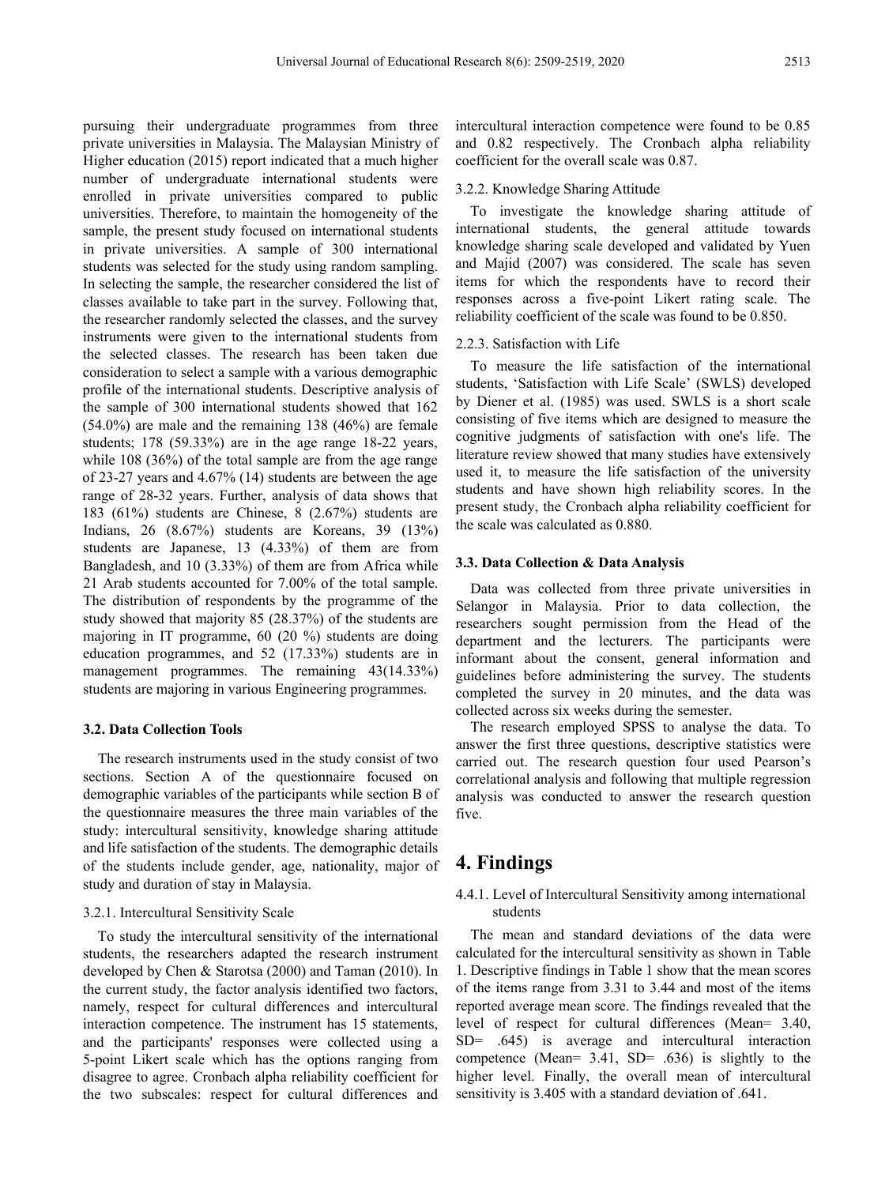pursuing their undergraduate programmes from three private universities in Malaysia. The Malaysian Ministry of Higher education (2015) report indicated that a much higher number of undergraduate international students were enrolled in private universities compared to public universities. Therefore, to maintain the homogeneity of the sample, the present study focused on international students in private universities. A sample of 300 international students was selected for the study using random sampling. In selecting the sample, the researcher considered the list of classes available to take part in the survey. Following that, the researcher randomly selected the classes, and the survey instruments were given to the international students from the selected classes. The research has been taken due consideration to select a sample with a various demographic profile of the international students. Descriptive analysis of the sample of 300 international students showed that 162 (54.0%) are male and the remaining 138 (46%) are female students; 178 (59.33%) are in the age range 18-22 years, while 108 (36%) of the total sample are from the age range of 23-27 years and 4.67% (14) students are between the age range of 28-32 years. Further, analysis of data shows that 183 (61%) students are Chinese, 8 (2.67%) students are Indians, 26 (8.67%) students are Koreans, 39 (13%) students are Japanese, 13 (4.33%) of them are from Bangladesh, and 10 (3.33%) of them are from Africa while 21 Arab students accounted for 7.00% of the total sample. The distribution of respondents by the programme of the study showed that majority 85 (28.37%) of the students are majoring in IT programme, 60 (20 %) students are doing education programmes, and 52 (17.33%) students are in management programmes. The remaining 43(14.33%) students are majoring in various Engineering programmes.

### 3.2. Data Collection Tools

The research instruments used in the study consist of two sections. Section A of the questionnaire focused on demographic variables of the participants while section B of the questionnaire measures the three main variables of the study: intercultural sensitivity, knowledge sharing attitude and life satisfaction of the students. The demographic details of the students include gender, age, nationality, major of study and duration of stay in Malaysia.

#### 3.2.1. Intercultural Sensitivity Scale

To study the intercultural sensitivity of the international students, the researchers adapted the research instrument developed by Chen & Starotsa (2000) and Taman (2010). In the current study, the factor analysis identified two factors, namely, respect for cultural differences and intercultural interaction competence. The instrument has 15 statements, and the participants' responses were collected using a 5-point Likert scale which has the options ranging from disagree to agree. Cronbach alpha reliability coefficient for the two subscales: respect for cultural differences and intercultural interaction competence were found to be 0.85 and 0.82 respectively. The Cronbach alpha reliability coefficient for the overall scale was 0.87.

#### 3.2.2. Knowledge Sharing Attitude

To investigate the knowledge sharing attitude of international students, the general attitude towards knowledge sharing scale developed and validated by Yuen and Majid (2007) was considered. The scale has seven items for which the respondents have to record their responses across a five-point Likert rating scale. The reliability coefficient of the scale was found to be 0.850.

#### 2.2.3. Satisfaction with Life

To measure the life satisfaction of the international students, 'Satisfaction with Life Scale' (SWLS) developed by Diener et al. (1985) was used. SWLS is a short scale consisting of five items which are designed to measure the cognitive judgments of satisfaction with one's life. The literature review showed that many studies have extensively used it, to measure the life satisfaction of the university students and have shown high reliability scores. In the present study, the Cronbach alpha reliability coefficient for the scale was calculated as 0.880.

### 3.3. Data Collection & Data Analysis

Data was collected from three private universities in Selangor in Malaysia. Prior to data collection, the researchers sought permission from the Head of the department and the lecturers. The participants were informant about the consent, general information and guidelines before administering the survey. The students completed the survey in 20 minutes, and the data was collected across six weeks during the semester.

The research employed SPSS to analyse the data. To answer the first three questions, descriptive statistics were carried out. The research question four used Pearson's correlational analysis and following that multiple regression analysis was conducted to answer the research question five.

## 4. Findings

#### 4.4.1. Level of Intercultural Sensitivity among international students

The mean and standard deviations of the data were calculated for the intercultural sensitivity as shown in Table 1. Descriptive findings in Table 1 show that the mean scores of the items range from 3.31 to 3.44 and most of the items reported average mean score. The findings revealed that the level of respect for cultural differences (Mean= 3.40, SD= .645) is average and intercultural interaction competence (Mean= 3.41, SD= .636) is slightly to the higher level. Finally, the overall mean of intercultural sensitivity is 3.405 with a standard deviation of .641.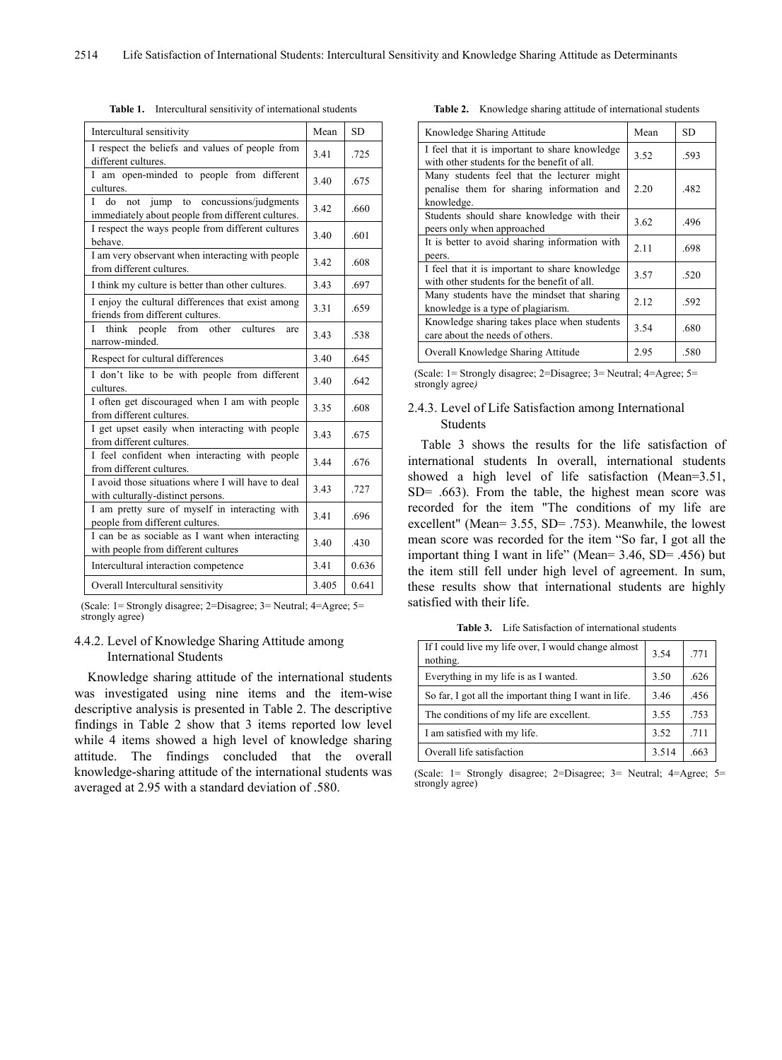**Table 1.** Intercultural sensitivity of international students

| Intercultural sensitivity | Mean | SD |
|---|---|---|
| I respect the beliefs and values of people from different cultures. | 3.41 | .725 |
| I am open-minded to people from different cultures. | 3.40 | .675 |
| I do not jump to concussions/judgments immediately about people from different cultures. | 3.42 | .660 |
| I respect the ways people from different cultures behave. | 3.40 | .601 |
| I am very observant when interacting with people from different cultures. | 3.42 | .608 |
| I think my culture is better than other cultures. | 3.43 | .697 |
| I enjoy the cultural differences that exist among friends from different cultures. | 3.31 | .659 |
| I think people from other cultures are narrow-minded. | 3.43 | .538 |
| Respect for cultural differences | 3.40 | .645 |
| I don't like to be with people from different cultures. | 3.40 | .642 |
| I often get discouraged when I am with people from different cultures. | 3.35 | .608 |
| I get upset easily when interacting with people from different cultures. | 3.43 | .675 |
| I feel confident when interacting with people from different cultures. | 3.44 | .676 |
| I avoid those situations where I will have to deal with culturally-distinct persons. | 3.43 | .727 |
| I am pretty sure of myself in interacting with people from different cultures. | 3.41 | .696 |
| I can be as sociable as I want when interacting with people from different cultures | 3.40 | .430 |
| Intercultural interaction competence | 3.41 | 0.636 |
| Overall Intercultural sensitivity | 3.405 | 0.641 |

(Scale: 1= Strongly disagree; 2=Disagree; 3= Neutral; 4=Agree; 5= strongly agree)

### 4.4.2. Level of Knowledge Sharing Attitude among International Students

Knowledge sharing attitude of the international students was investigated using nine items and the item-wise descriptive analysis is presented in Table 2. The descriptive findings in Table 2 show that 3 items reported low level while 4 items showed a high level of knowledge sharing attitude. The findings concluded that the overall knowledge-sharing attitude of the international students was averaged at 2.95 with a standard deviation of .580.

**Table 2.** Knowledge sharing attitude of international students

| Knowledge Sharing Attitude | Mean | SD |
|---|---|---|
| I feel that it is important to share knowledge with other students for the benefit of all. | 3.52 | .593 |
| Many students feel that the lecturer might penalise them for sharing information and knowledge. | 2.20 | .482 |
| Students should share knowledge with their peers only when approached | 3.62 | .496 |
| It is better to avoid sharing information with peers. | 2.11 | .698 |
| I feel that it is important to share knowledge with other students for the benefit of all. | 3.57 | .520 |
| Many students have the mindset that sharing knowledge is a type of plagiarism. | 2.12 | .592 |
| Knowledge sharing takes place when students care about the needs of others. | 3.54 | .680 |
| Overall Knowledge Sharing Attitude | 2.95 | .580 |

(Scale: 1= Strongly disagree; 2=Disagree; 3= Neutral; 4=Agree; 5= strongly agree*)*

### 2.4.3. Level of Life Satisfaction among International Students

Table 3 shows the results for the life satisfaction of international students In overall, international students showed a high level of life satisfaction (Mean=3.51, SD= .663). From the table, the highest mean score was recorded for the item "The conditions of my life are excellent" (Mean= 3.55, SD= .753). Meanwhile, the lowest mean score was recorded for the item "So far, I got all the important thing I want in life" (Mean= 3.46, SD= .456) but the item still fell under high level of agreement. In sum, these results show that international students are highly satisfied with their life.

**Table 3.** Life Satisfaction of international students

| | | |
|---|---|---|
| If I could live my life over, I would change almost nothing. | 3.54 | .771 |
| Everything in my life is as I wanted. | 3.50 | .626 |
| So far, I got all the important thing I want in life. | 3.46 | .456 |
| The conditions of my life are excellent. | 3.55 | .753 |
| I am satisfied with my life. | 3.52 | .711 |
| Overall life satisfaction | 3.514 | .663 |

(Scale: 1= Strongly disagree; 2=Disagree; 3= Neutral; 4=Agree; 5= strongly agree)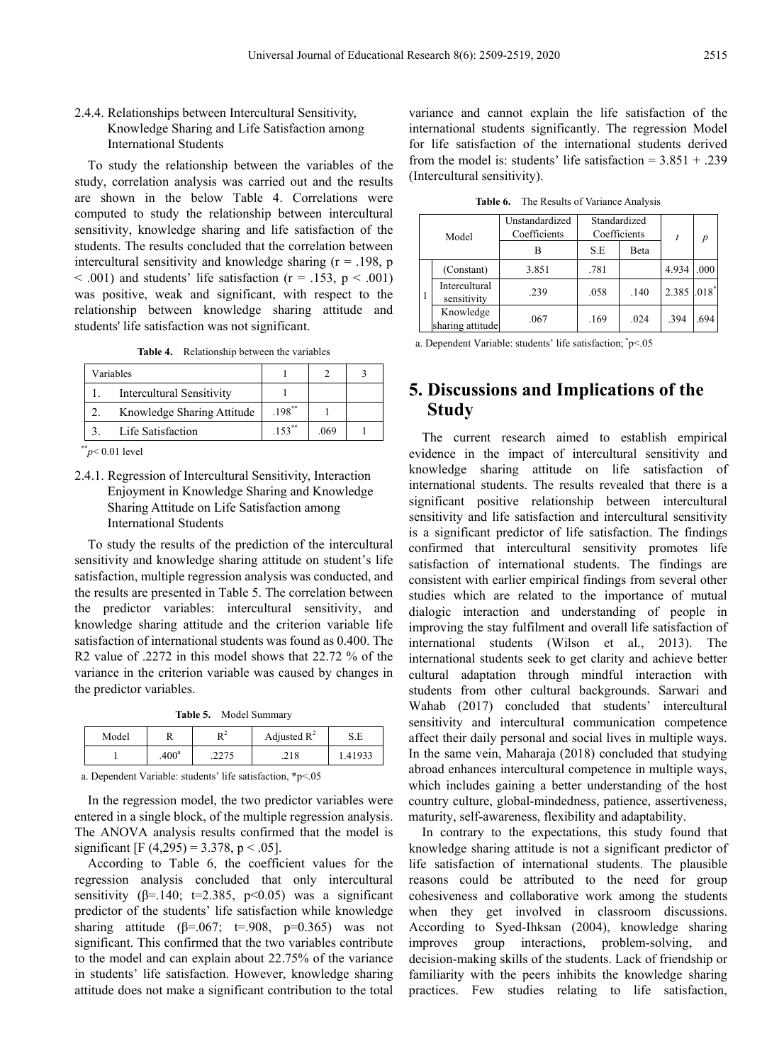### 2.4.4. Relationships between Intercultural Sensitivity, Knowledge Sharing and Life Satisfaction among International Students

To study the relationship between the variables of the study, correlation analysis was carried out and the results are shown in the below Table 4. Correlations were computed to study the relationship between intercultural sensitivity, knowledge sharing and life satisfaction of the students. The results concluded that the correlation between intercultural sensitivity and knowledge sharing (r = .198, p < .001) and students' life satisfaction (r = .153, p < .001) was positive, weak and significant, with respect to the relationship between knowledge sharing attitude and students' life satisfaction was not significant.

**Table 4.** Relationship between the variables

| Variables | | 1 | 2 | 3 |
|---|---|---|---|---|
| 1. | Intercultural Sensitivity | 1 | | |
| 2. | Knowledge Sharing Attitude | .198** | 1 | |
| 3. | Life Satisfaction | .153** | .069 | 1 |

**$p$< 0.01 level

### 2.4.1. Regression of Intercultural Sensitivity, Interaction Enjoyment in Knowledge Sharing and Knowledge Sharing Attitude on Life Satisfaction among International Students

To study the results of the prediction of the intercultural sensitivity and knowledge sharing attitude on student's life satisfaction, multiple regression analysis was conducted, and the results are presented in Table 5. The correlation between the predictor variables: intercultural sensitivity, and knowledge sharing attitude and the criterion variable life satisfaction of international students was found as 0.400. The R2 value of .2272 in this model shows that 22.72 % of the variance in the criterion variable was caused by changes in the predictor variables.

**Table 5.** Model Summary

| Model | R | $R^2$ | Adjusted $R^2$ | S.E |
|---|---|---|---|---|
| 1 | .400[a] | .2275 | .218 | 1.41933 |

a. Dependent Variable: students' life satisfaction, *p<.05

In the regression model, the two predictor variables were entered in a single block, of the multiple regression analysis. The ANOVA analysis results confirmed that the model is significant [F (4,295) = 3.378, p < .05].

According to Table 6, the coefficient values for the regression analysis concluded that only intercultural sensitivity (β=.140; t=2.385, p<0.05) was a significant predictor of the students' life satisfaction while knowledge sharing attitude (β=.067; t=.908, p=0.365) was not significant. This confirmed that the two variables contribute to the model and can explain about 22.75% of the variance in students' life satisfaction. However, knowledge sharing attitude does not make a significant contribution to the total variance and cannot explain the life satisfaction of the international students significantly. The regression Model for life satisfaction of the international students derived from the model is: students' life satisfaction = 3.851 + .239 (Intercultural sensitivity).

**Table 6.** The Results of Variance Analysis

| Model | | Unstandardized Coefficients | Standardized Coefficients | | $t$ | $p$ |
|---|---|---|---|---|---|---|
| | | B | S.E | Beta | | |
| 1 | (Constant) | 3.851 | .781 | | 4.934 | .000 |
| | Intercultural sensitivity | .239 | .058 | .140 | 2.385 | .018* |
| | Knowledge sharing attitude | .067 | .169 | .024 | .394 | .694 |

a. Dependent Variable: students' life satisfaction; *p<.05

## 5. Discussions and Implications of the Study

The current research aimed to establish empirical evidence in the impact of intercultural sensitivity and knowledge sharing attitude on life satisfaction of international students. The results revealed that there is a significant positive relationship between intercultural sensitivity and life satisfaction and intercultural sensitivity is a significant predictor of life satisfaction. The findings confirmed that intercultural sensitivity promotes life satisfaction of international students. The findings are consistent with earlier empirical findings from several other studies which are related to the importance of mutual dialogic interaction and understanding of people in improving the stay fulfilment and overall life satisfaction of international students (Wilson et al., 2013). The international students seek to get clarity and achieve better cultural adaptation through mindful interaction with students from other cultural backgrounds. Sarwari and Wahab (2017) concluded that students' intercultural sensitivity and intercultural communication competence affect their daily personal and social lives in multiple ways. In the same vein, Maharaja (2018) concluded that studying abroad enhances intercultural competence in multiple ways, which includes gaining a better understanding of the host country culture, global-mindedness, patience, assertiveness, maturity, self-awareness, flexibility and adaptability.

In contrary to the expectations, this study found that knowledge sharing attitude is not a significant predictor of life satisfaction of international students. The plausible reasons could be attributed to the need for group cohesiveness and collaborative work among the students when they get involved in classroom discussions. According to Syed-Ihksan (2004), knowledge sharing improves group interactions, problem-solving, and decision-making skills of the students. Lack of friendship or familiarity with the peers inhibits the knowledge sharing practices. Few studies relating to life satisfaction,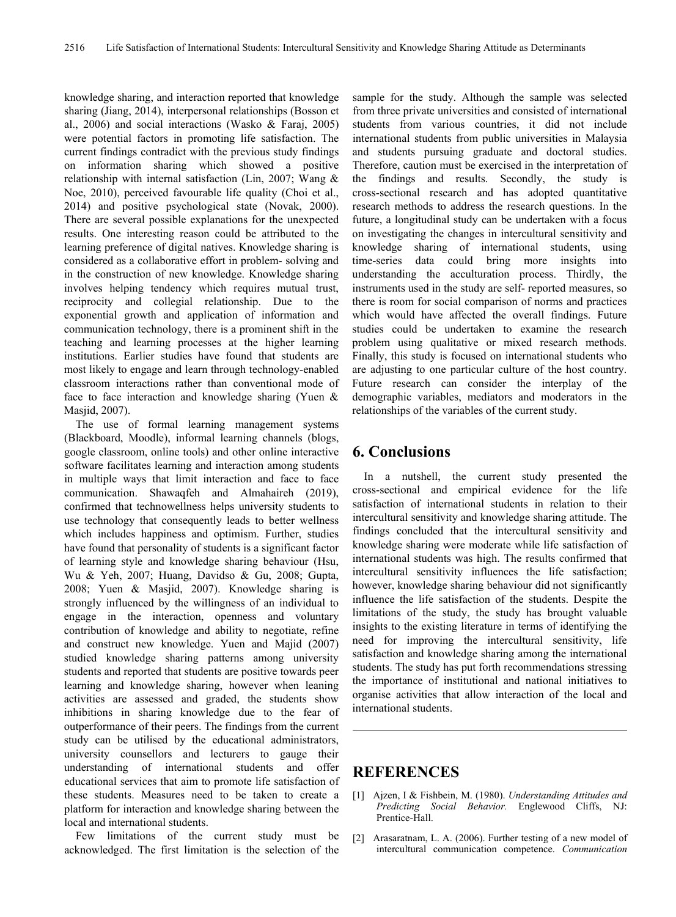knowledge sharing, and interaction reported that knowledge sharing (Jiang, 2014), interpersonal relationships (Bosson et al., 2006) and social interactions (Wasko & Faraj, 2005) were potential factors in promoting life satisfaction. The current findings contradict with the previous study findings on information sharing which showed a positive relationship with internal satisfaction (Lin, 2007; Wang & Noe, 2010), perceived favourable life quality (Choi et al., 2014) and positive psychological state (Novak, 2000). There are several possible explanations for the unexpected results. One interesting reason could be attributed to the learning preference of digital natives. Knowledge sharing is considered as a collaborative effort in problem- solving and in the construction of new knowledge. Knowledge sharing involves helping tendency which requires mutual trust, reciprocity and collegial relationship. Due to the exponential growth and application of information and communication technology, there is a prominent shift in the teaching and learning processes at the higher learning institutions. Earlier studies have found that students are most likely to engage and learn through technology-enabled classroom interactions rather than conventional mode of face to face interaction and knowledge sharing (Yuen & Masjid, 2007).

The use of formal learning management systems (Blackboard, Moodle), informal learning channels (blogs, google classroom, online tools) and other online interactive software facilitates learning and interaction among students in multiple ways that limit interaction and face to face communication. Shawaqfeh and Almahaireh (2019), confirmed that technowellness helps university students to use technology that consequently leads to better wellness which includes happiness and optimism. Further, studies have found that personality of students is a significant factor of learning style and knowledge sharing behaviour (Hsu, Wu & Yeh, 2007; Huang, Davidso & Gu, 2008; Gupta, 2008; Yuen & Masjid, 2007). Knowledge sharing is strongly influenced by the willingness of an individual to engage in the interaction, openness and voluntary contribution of knowledge and ability to negotiate, refine and construct new knowledge. Yuen and Majid (2007) studied knowledge sharing patterns among university students and reported that students are positive towards peer learning and knowledge sharing, however when leaning activities are assessed and graded, the students show inhibitions in sharing knowledge due to the fear of outperformance of their peers. The findings from the current study can be utilised by the educational administrators, university counsellors and lecturers to gauge their understanding of international students and offer educational services that aim to promote life satisfaction of these students. Measures need to be taken to create a platform for interaction and knowledge sharing between the local and international students.

Few limitations of the current study must be acknowledged. The first limitation is the selection of the sample for the study. Although the sample was selected from three private universities and consisted of international students from various countries, it did not include international students from public universities in Malaysia and students pursuing graduate and doctoral studies. Therefore, caution must be exercised in the interpretation of the findings and results. Secondly, the study is cross-sectional research and has adopted quantitative research methods to address the research questions. In the future, a longitudinal study can be undertaken with a focus on investigating the changes in intercultural sensitivity and knowledge sharing of international students, using time-series data could bring more insights into understanding the acculturation process. Thirdly, the instruments used in the study are self- reported measures, so there is room for social comparison of norms and practices which would have affected the overall findings. Future studies could be undertaken to examine the research problem using qualitative or mixed research methods. Finally, this study is focused on international students who are adjusting to one particular culture of the host country. Future research can consider the interplay of the demographic variables, mediators and moderators in the relationships of the variables of the current study.

## 6. Conclusions

In a nutshell, the current study presented the cross-sectional and empirical evidence for the life satisfaction of international students in relation to their intercultural sensitivity and knowledge sharing attitude. The findings concluded that the intercultural sensitivity and knowledge sharing were moderate while life satisfaction of international students was high. The results confirmed that intercultural sensitivity influences the life satisfaction; however, knowledge sharing behaviour did not significantly influence the life satisfaction of the students. Despite the limitations of the study, the study has brought valuable insights to the existing literature in terms of identifying the need for improving the intercultural sensitivity, life satisfaction and knowledge sharing among the international students. The study has put forth recommendations stressing the importance of institutional and national initiatives to organise activities that allow interaction of the local and international students.

## REFERENCES

[1] Ajzen, I & Fishbein, M. (1980). *Understanding Attitudes and Predicting Social Behavior.* Englewood Cliffs, NJ: Prentice-Hall.

[2] Arasaratnam, L. A. (2006). Further testing of a new model of intercultural communication competence. *Communication*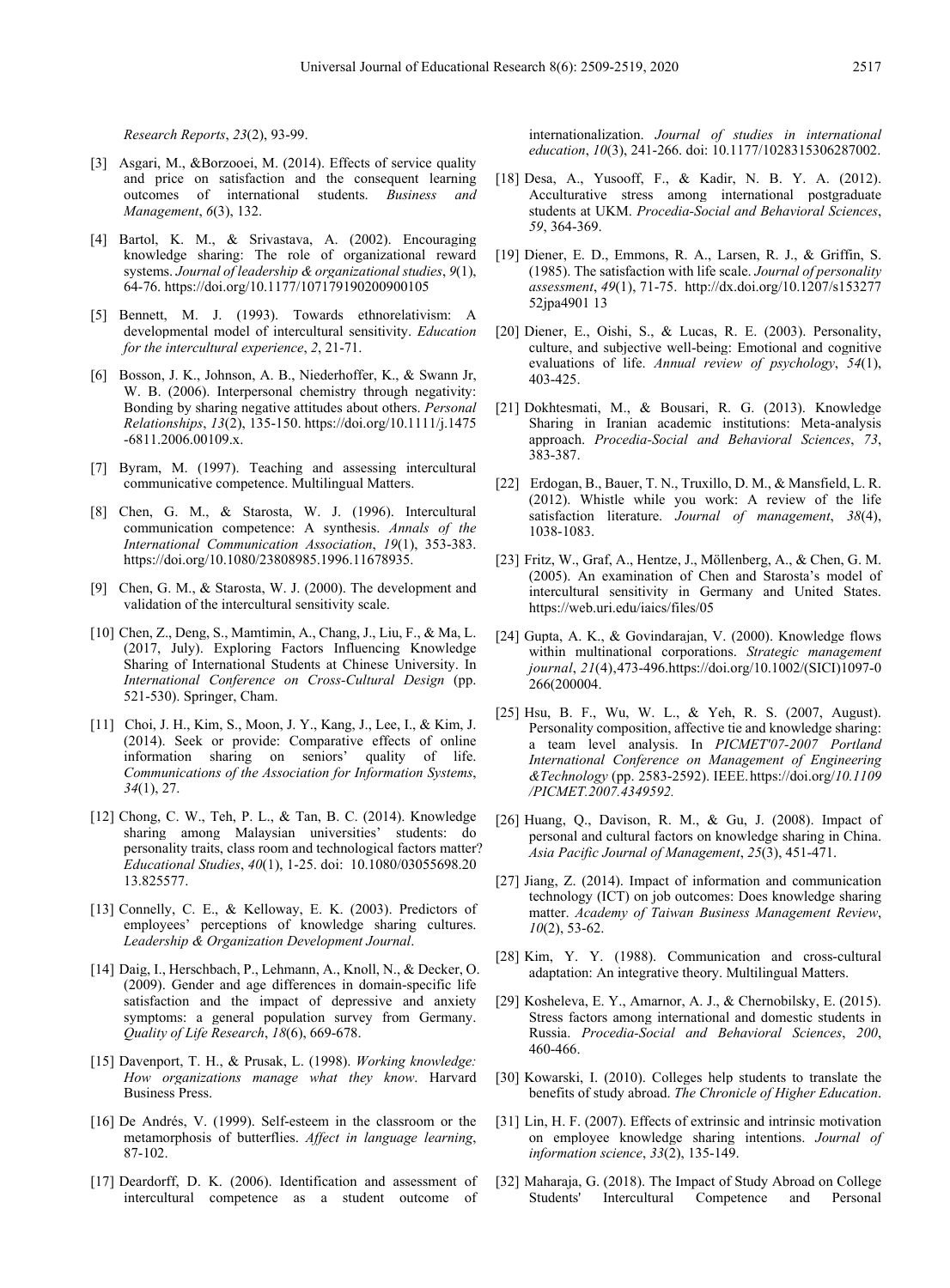*Research Reports*, *23*(2), 93-99.

[3] Asgari, M., &Borzooei, M. (2014). Effects of service quality and price on satisfaction and the consequent learning outcomes of international students. *Business and Management*, *6*(3), 132.

[4] Bartol, K. M., & Srivastava, A. (2002). Encouraging knowledge sharing: The role of organizational reward systems. *Journal of leadership & organizational studies*, *9*(1), 64-76. https://doi.org/10.1177/107179190200900105

[5] Bennett, M. J. (1993). Towards ethnorelativism: A developmental model of intercultural sensitivity. *Education for the intercultural experience*, *2*, 21-71.

[6] Bosson, J. K., Johnson, A. B., Niederhoffer, K., & Swann Jr, W. B. (2006). Interpersonal chemistry through negativity: Bonding by sharing negative attitudes about others. *Personal Relationships*, *13*(2), 135-150. https://doi.org/10.1111/j.1475-6811.2006.00109.x.

[7] Byram, M. (1997). Teaching and assessing intercultural communicative competence. Multilingual Matters.

[8] Chen, G. M., & Starosta, W. J. (1996). Intercultural communication competence: A synthesis. *Annals of the International Communication Association*, *19*(1), 353-383. https://doi.org/10.1080/23808985.1996.11678935.

[9] Chen, G. M., & Starosta, W. J. (2000). The development and validation of the intercultural sensitivity scale.

[10] Chen, Z., Deng, S., Mamtimin, A., Chang, J., Liu, F., & Ma, L. (2017, July). Exploring Factors Influencing Knowledge Sharing of International Students at Chinese University. In *International Conference on Cross-Cultural Design* (pp. 521-530). Springer, Cham.

[11] Choi, J. H., Kim, S., Moon, J. Y., Kang, J., Lee, I., & Kim, J. (2014). Seek or provide: Comparative effects of online information sharing on seniors' quality of life. *Communications of the Association for Information Systems*, *34*(1), 27.

[12] Chong, C. W., Teh, P. L., & Tan, B. C. (2014). Knowledge sharing among Malaysian universities' students: do personality traits, class room and technological factors matter? *Educational Studies*, *40*(1), 1-25. doi: 10.1080/03055698.2013.825577.

[13] Connelly, C. E., & Kelloway, E. K. (2003). Predictors of employees' perceptions of knowledge sharing cultures. *Leadership & Organization Development Journal*.

[14] Daig, I., Herschbach, P., Lehmann, A., Knoll, N., & Decker, O. (2009). Gender and age differences in domain-specific life satisfaction and the impact of depressive and anxiety symptoms: a general population survey from Germany. *Quality of Life Research*, *18*(6), 669-678.

[15] Davenport, T. H., & Prusak, L. (1998). *Working knowledge: How organizations manage what they know*. Harvard Business Press.

[16] De Andrés, V. (1999). Self-esteem in the classroom or the metamorphosis of butterflies. *Affect in language learning*, 87-102.

[17] Deardorff, D. K. (2006). Identification and assessment of intercultural competence as a student outcome of internationalization. *Journal of studies in international education*, *10*(3), 241-266. doi: 10.1177/1028315306287002.

[18] Desa, A., Yusooff, F., & Kadir, N. B. Y. A. (2012). Acculturative stress among international postgraduate students at UKM. *Procedia-Social and Behavioral Sciences*, *59*, 364-369.

[19] Diener, E. D., Emmons, R. A., Larsen, R. J., & Griffin, S. (1985). The satisfaction with life scale. *Journal of personality assessment*, *49*(1), 71-75. http://dx.doi.org/10.1207/s15327752jpa4901 13

[20] Diener, E., Oishi, S., & Lucas, R. E. (2003). Personality, culture, and subjective well-being: Emotional and cognitive evaluations of life. *Annual review of psychology*, *54*(1), 403-425.

[21] Dokhtesmati, M., & Bousari, R. G. (2013). Knowledge Sharing in Iranian academic institutions: Meta-analysis approach. *Procedia-Social and Behavioral Sciences*, *73*, 383-387.

[22] Erdogan, B., Bauer, T. N., Truxillo, D. M., & Mansfield, L. R. (2012). Whistle while you work: A review of the life satisfaction literature. *Journal of management*, *38*(4), 1038-1083.

[23] Fritz, W., Graf, A., Hentze, J., Möllenberg, A., & Chen, G. M. (2005). An examination of Chen and Starosta's model of intercultural sensitivity in Germany and United States. https://web.uri.edu/iaics/files/05

[24] Gupta, A. K., & Govindarajan, V. (2000). Knowledge flows within multinational corporations. *Strategic management journal*, *21*(4),473-496.https://doi.org/10.1002/(SICI)1097-0266(200004.

[25] Hsu, B. F., Wu, W. L., & Yeh, R. S. (2007, August). Personality composition, affective tie and knowledge sharing: a team level analysis. In *PICMET'07-2007 Portland International Conference on Management of Engineering &Technology* (pp. 2583-2592). IEEE. https://doi.org/*10.1109/PICMET.2007.4349592.*

[26] Huang, Q., Davison, R. M., & Gu, J. (2008). Impact of personal and cultural factors on knowledge sharing in China. *Asia Pacific Journal of Management*, *25*(3), 451-471.

[27] Jiang, Z. (2014). Impact of information and communication technology (ICT) on job outcomes: Does knowledge sharing matter. *Academy of Taiwan Business Management Review*, *10*(2), 53-62.

[28] Kim, Y. Y. (1988). Communication and cross-cultural adaptation: An integrative theory. Multilingual Matters.

[29] Kosheleva, E. Y., Amarnor, A. J., & Chernobilsky, E. (2015). Stress factors among international and domestic students in Russia. *Procedia-Social and Behavioral Sciences*, *200*, 460-466.

[30] Kowarski, I. (2010). Colleges help students to translate the benefits of study abroad. *The Chronicle of Higher Education*.

[31] Lin, H. F. (2007). Effects of extrinsic and intrinsic motivation on employee knowledge sharing intentions. *Journal of information science*, *33*(2), 135-149.

[32] Maharaja, G. (2018). The Impact of Study Abroad on College Students' Intercultural Competence and Personal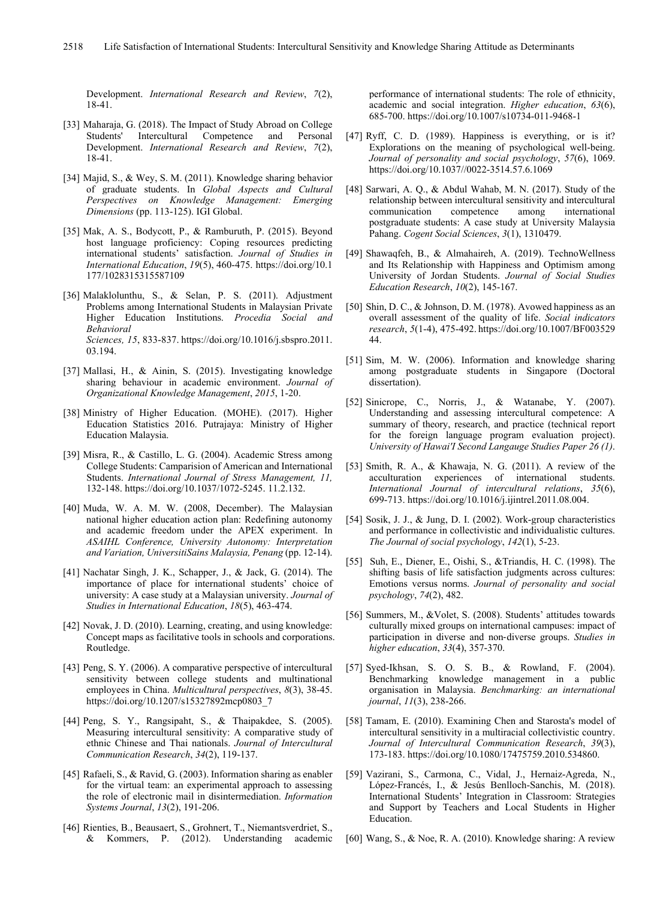Development. *International Research and Review*, *7*(2), 18-41.

[33] Maharaja, G. (2018). The Impact of Study Abroad on College Students' Intercultural Competence and Personal Development. *International Research and Review*, *7*(2), 18-41.

[34] Majid, S., & Wey, S. M. (2011). Knowledge sharing behavior of graduate students. In *Global Aspects and Cultural Perspectives on Knowledge Management: Emerging Dimensions* (pp. 113-125). IGI Global.

[35] Mak, A. S., Bodycott, P., & Ramburuth, P. (2015). Beyond host language proficiency: Coping resources predicting international students' satisfaction. *Journal of Studies in International Education*, *19*(5), 460-475. https://doi.org/10.1177/1028315315587109

[36] Malaklolunthu, S., & Selan, P. S. (2011). Adjustment Problems among International Students in Malaysian Private Higher Education Institutions. *Procedia Social and Behavioral Sciences, 15*, 833-837. https://doi.org/10.1016/j.sbspro.2011.03.194.

[37] Mallasi, H., & Ainin, S. (2015). Investigating knowledge sharing behaviour in academic environment. *Journal of Organizational Knowledge Management*, *2015*, 1-20.

[38] Ministry of Higher Education. (MOHE). (2017). Higher Education Statistics 2016. Putrajaya: Ministry of Higher Education Malaysia.

[39] Misra, R., & Castillo, L. G. (2004). Academic Stress among College Students: Camparision of American and International Students. *International Journal of Stress Management, 11,* 132-148. https://doi.org/10.1037/1072-5245. 11.2.132.

[40] Muda, W. A. M. W. (2008, December). The Malaysian national higher education action plan: Redefining autonomy and academic freedom under the APEX experiment. In *ASAIHL Conference, University Autonomy: Interpretation and Variation, UniversitiSains Malaysia, Penang* (pp. 12-14).

[41] Nachatar Singh, J. K., Schapper, J., & Jack, G. (2014). The importance of place for international students' choice of university: A case study at a Malaysian university. *Journal of Studies in International Education*, *18*(5), 463-474.

[42] Novak, J. D. (2010). Learning, creating, and using knowledge: Concept maps as facilitative tools in schools and corporations. Routledge.

[43] Peng, S. Y. (2006). A comparative perspective of intercultural sensitivity between college students and multinational employees in China. *Multicultural perspectives*, *8*(3), 38-45. https://doi.org/10.1207/s15327892mcp0803_7

[44] Peng, S. Y., Rangsipaht, S., & Thaipakdee, S. (2005). Measuring intercultural sensitivity: A comparative study of ethnic Chinese and Thai nationals. *Journal of Intercultural Communication Research*, *34*(2), 119-137.

[45] Rafaeli, S., & Ravid, G. (2003). Information sharing as enabler for the virtual team: an experimental approach to assessing the role of electronic mail in disintermediation. *Information Systems Journal*, *13*(2), 191-206.

[46] Rienties, B., Beausaert, S., Grohnert, T., Niemantsverdriet, S., & Kommers, P. (2012). Understanding academic performance of international students: The role of ethnicity, academic and social integration. *Higher education*, *63*(6), 685-700. https://doi.org/10.1007/s10734-011-9468-1

[47] Ryff, C. D. (1989). Happiness is everything, or is it? Explorations on the meaning of psychological well-being. *Journal of personality and social psychology*, *57*(6), 1069. https://doi.org/10.1037//0022-3514.57.6.1069

[48] Sarwari, A. Q., & Abdul Wahab, M. N. (2017). Study of the relationship between intercultural sensitivity and intercultural communication competence among international postgraduate students: A case study at University Malaysia Pahang. *Cogent Social Sciences*, *3*(1), 1310479.

[49] Shawaqfeh, B., & Almahaireh, A. (2019). TechnoWellness and Its Relationship with Happiness and Optimism among University of Jordan Students. *Journal of Social Studies Education Research*, *10*(2), 145-167.

[50] Shin, D. C., & Johnson, D. M. (1978). Avowed happiness as an overall assessment of the quality of life. *Social indicators research*, *5*(1-4), 475-492. https://doi.org/10.1007/BF00352944.

[51] Sim, M. W. (2006). Information and knowledge sharing among postgraduate students in Singapore (Doctoral dissertation).

[52] Sinicrope, C., Norris, J., & Watanabe, Y. (2007). Understanding and assessing intercultural competence: A summary of theory, research, and practice (technical report for the foreign language program evaluation project). *University of Hawai'I Second Langauge Studies Paper 26 (1)*.

[53] Smith, R. A., & Khawaja, N. G. (2011). A review of the acculturation experiences of international students. *International Journal of intercultural relations*, *35*(6), 699-713. https://doi.org/10.1016/j.ijintrel.2011.08.004.

[54] Sosik, J. J., & Jung, D. I. (2002). Work-group characteristics and performance in collectivistic and individualistic cultures. *The Journal of social psychology*, *142*(1), 5-23.

[55] Suh, E., Diener, E., Oishi, S., &Triandis, H. C. (1998). The shifting basis of life satisfaction judgments across cultures: Emotions versus norms. *Journal of personality and social psychology*, *74*(2), 482.

[56] Summers, M., &Volet, S. (2008). Students' attitudes towards culturally mixed groups on international campuses: impact of participation in diverse and non‐diverse groups. *Studies in higher education*, *33*(4), 357-370.

[57] Syed-Ikhsan, S. O. S. B., & Rowland, F. (2004). Benchmarking knowledge management in a public organisation in Malaysia. *Benchmarking: an international journal*, *11*(3), 238-266.

[58] Tamam, E. (2010). Examining Chen and Starosta's model of intercultural sensitivity in a multiracial collectivistic country. *Journal of Intercultural Communication Research*, *39*(3), 173-183. https://doi.org/10.1080/17475759.2010.534860.

[59] Vazirani, S., Carmona, C., Vidal, J., Hernaiz-Agreda, N., López-Francés, I., & Jesús Benlloch-Sanchis, M. (2018). International Students' Integration in Classroom: Strategies and Support by Teachers and Local Students in Higher Education.

[60] Wang, S., & Noe, R. A. (2010). Knowledge sharing: A review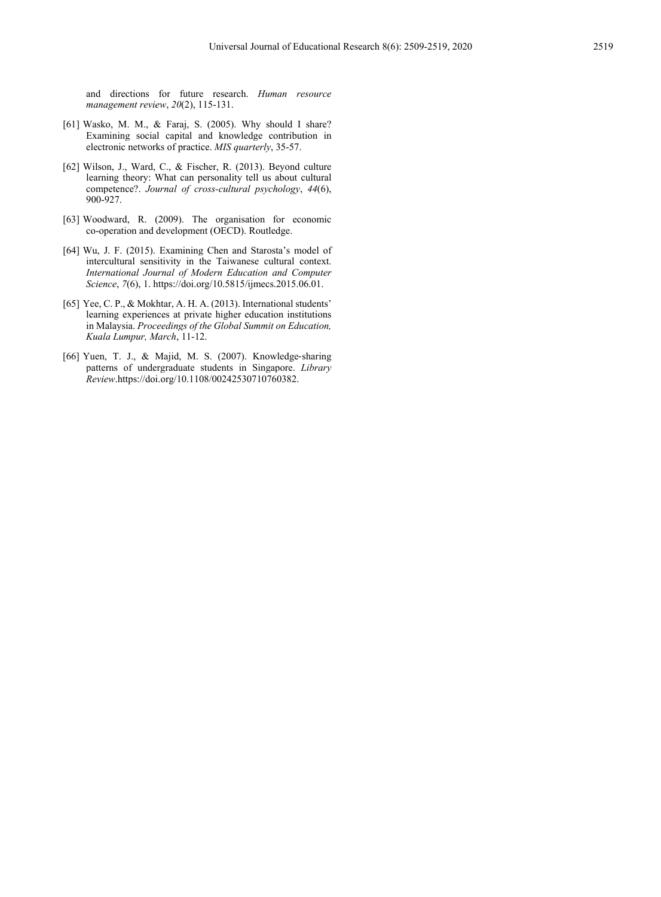and directions for future research. *Human resource management review*, *20*(2), 115-131.

[61] Wasko, M. M., & Faraj, S. (2005). Why should I share? Examining social capital and knowledge contribution in electronic networks of practice. *MIS quarterly*, 35-57.

[62] Wilson, J., Ward, C., & Fischer, R. (2013). Beyond culture learning theory: What can personality tell us about cultural competence?. *Journal of cross-cultural psychology*, *44*(6), 900-927.

[63] Woodward, R. (2009). The organisation for economic co-operation and development (OECD). Routledge.

[64] Wu, J. F. (2015). Examining Chen and Starosta's model of intercultural sensitivity in the Taiwanese cultural context. *International Journal of Modern Education and Computer Science*, *7*(6), 1. https://doi.org/10.5815/ijmecs.2015.06.01.

[65] Yee, C. P., & Mokhtar, A. H. A. (2013). International students' learning experiences at private higher education institutions in Malaysia. *Proceedings of the Global Summit on Education, Kuala Lumpur, March*, 11-12.

[66] Yuen, T. J., & Majid, M. S. (2007). Knowledge-sharing patterns of undergraduate students in Singapore. *Library Review*.https://doi.org/10.1108/00242530710760382.